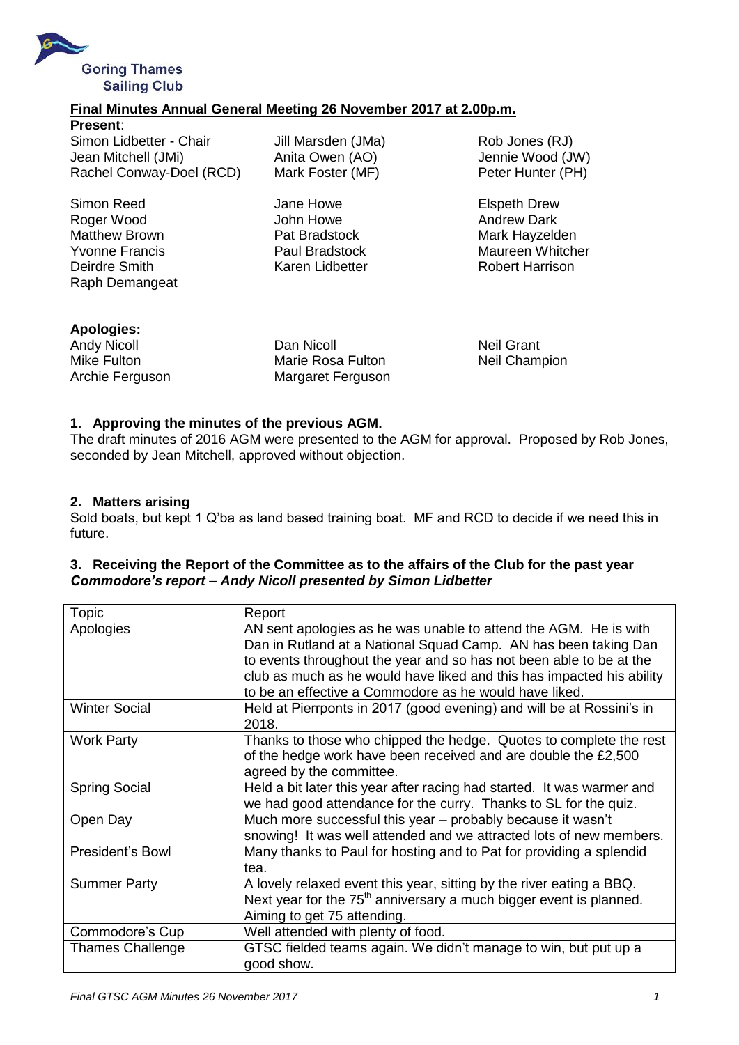Goring Thames Sailing Club

## Final Minutes Annual General Meeting 26 November 2017 at 2.00p.m.

**Present**:

Simon Lidbetter - Chair
Jean Mitchell (JMi)
Rachel Conway-Doel (RCD)
Jill Marsden (JMa)
Anita Owen (AO)
Mark Foster (MF)
Rob Jones (RJ)
Jennie Wood (JW)
Peter Hunter (PH)

Simon Reed
Roger Wood
Matthew Brown
Yvonne Francis
Deirdre Smith
Raph Demangeat
Jane Howe
John Howe
Pat Bradstock
Paul Bradstock
Karen Lidbetter
Elspeth Drew
Andrew Dark
Mark Hayzelden
Maureen Whitcher
Robert Harrison

**Apologies:**

Andy Nicoll
Mike Fulton
Archie Ferguson
Dan Nicoll
Marie Rosa Fulton
Margaret Ferguson
Neil Grant
Neil Champion

### 1. Approving the minutes of the previous AGM.

The draft minutes of 2016 AGM were presented to the AGM for approval. Proposed by Rob Jones, seconded by Jean Mitchell, approved without objection.

### 2. Matters arising

Sold boats, but kept 1 Q'ba as land based training boat. MF and RCD to decide if we need this in future.

### 3. Receiving the Report of the Committee as to the affairs of the Club for the past year

***Commodore's report – Andy Nicoll presented by Simon Lidbetter***

| Topic | Report |
|---|---|
| Apologies | AN sent apologies as he was unable to attend the AGM. He is with Dan in Rutland at a National Squad Camp. AN has been taking Dan to events throughout the year and so has not been able to be at the club as much as he would have liked and this has impacted his ability to be an effective a Commodore as he would have liked. |
| Winter Social | Held at Pierrponts in 2017 (good evening) and will be at Rossini's in 2018. |
| Work Party | Thanks to those who chipped the hedge. Quotes to complete the rest of the hedge work have been received and are double the £2,500 agreed by the committee. |
| Spring Social | Held a bit later this year after racing had started. It was warmer and we had good attendance for the curry. Thanks to SL for the quiz. |
| Open Day | Much more successful this year – probably because it wasn't snowing! It was well attended and we attracted lots of new members. |
| President's Bowl | Many thanks to Paul for hosting and to Pat for providing a splendid tea. |
| Summer Party | A lovely relaxed event this year, sitting by the river eating a BBQ. Next year for the 75th anniversary a much bigger event is planned. Aiming to get 75 attending. |
| Commodore's Cup | Well attended with plenty of food. |
| Thames Challenge | GTSC fielded teams again. We didn't manage to win, but put up a good show. |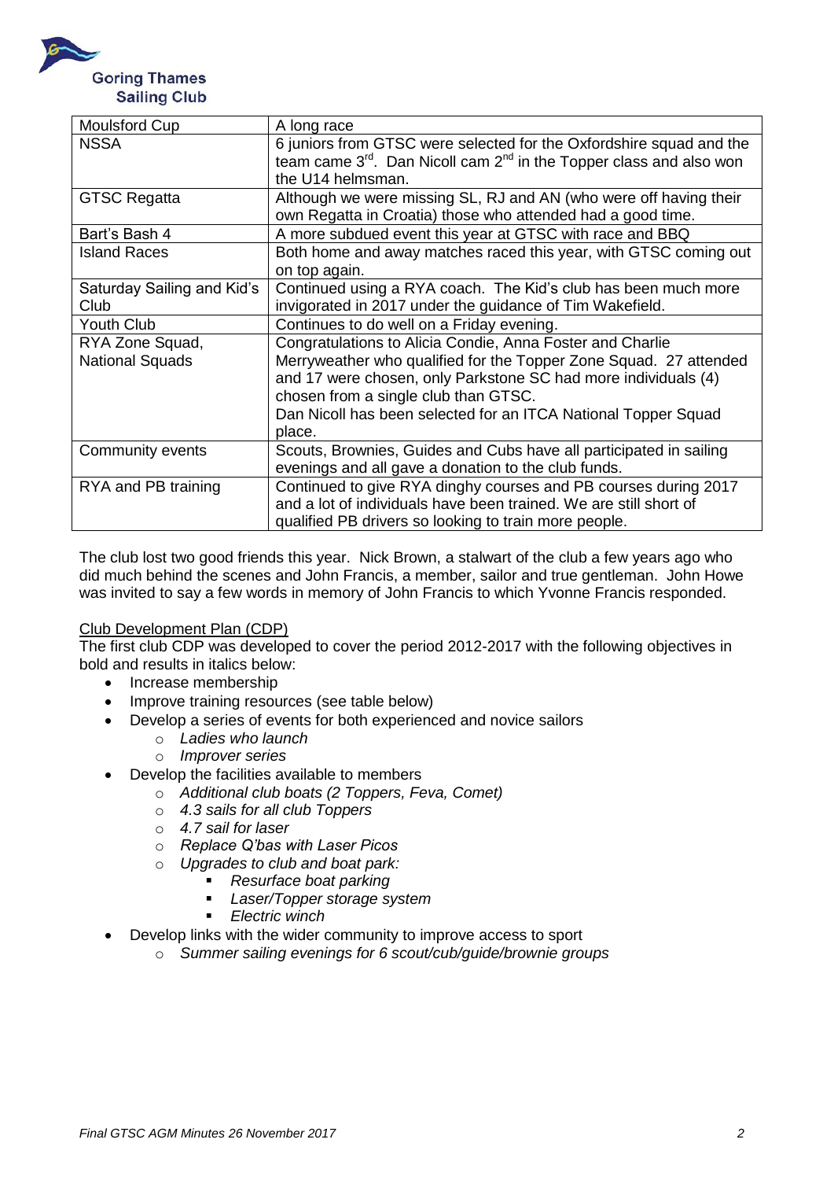| Moulsford Cup | A long race |
|---|---|
| NSSA | 6 juniors from GTSC were selected for the Oxfordshire squad and the team came 3rd. Dan Nicoll cam 2nd in the Topper class and also won the U14 helmsman. |
| GTSC Regatta | Although we were missing SL, RJ and AN (who were off having their own Regatta in Croatia) those who attended had a good time. |
| Bart's Bash 4 | A more subdued event this year at GTSC with race and BBQ |
| Island Races | Both home and away matches raced this year, with GTSC coming out on top again. |
| Saturday Sailing and Kid's Club | Continued using a RYA coach. The Kid's club has been much more invigorated in 2017 under the guidance of Tim Wakefield. |
| Youth Club | Continues to do well on a Friday evening. |
| RYA Zone Squad, National Squads | Congratulations to Alicia Condie, Anna Foster and Charlie Merryweather who qualified for the Topper Zone Squad. 27 attended and 17 were chosen, only Parkstone SC had more individuals (4) chosen from a single club than GTSC. Dan Nicoll has been selected for an ITCA National Topper Squad place. |
| Community events | Scouts, Brownies, Guides and Cubs have all participated in sailing evenings and all gave a donation to the club funds. |
| RYA and PB training | Continued to give RYA dinghy courses and PB courses during 2017 and a lot of individuals have been trained. We are still short of qualified PB drivers so looking to train more people. |

The club lost two good friends this year. Nick Brown, a stalwart of the club a few years ago who did much behind the scenes and John Francis, a member, sailor and true gentleman. John Howe was invited to say a few words in memory of John Francis to which Yvonne Francis responded.

Club Development Plan (CDP)

The first club CDP was developed to cover the period 2012-2017 with the following objectives in bold and results in italics below:

- Increase membership
- Improve training resources (see table below)
- Develop a series of events for both experienced and novice sailors
    - *Ladies who launch*
    - *Improver series*
- Develop the facilities available to members
    - *Additional club boats (2 Toppers, Feva, Comet)*
    - *4.3 sails for all club Toppers*
    - *4.7 sail for laser*
    - *Replace Q'bas with Laser Picos*
    - *Upgrades to club and boat park:*
        - *Resurface boat parking*
        - *Laser/Topper storage system*
        - *Electric winch*
- Develop links with the wider community to improve access to sport
    - *Summer sailing evenings for 6 scout/cub/guide/brownie groups*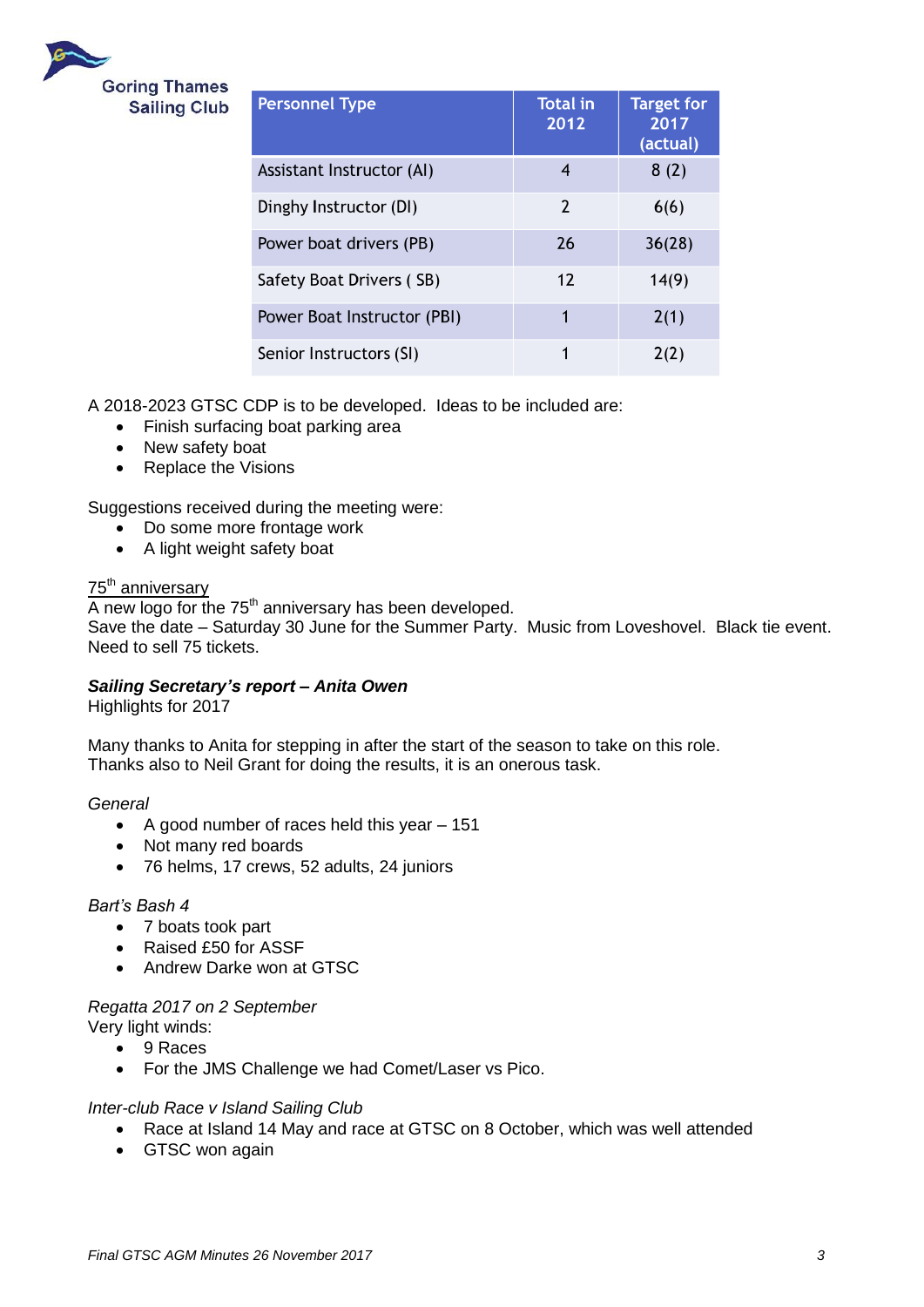| Personnel Type | Total in 2012 | Target for 2017 (actual) |
|---|---|---|
| Assistant Instructor (AI) | 4 | 8 (2) |
| Dinghy Instructor (DI) | 2 | 6(6) |
| Power boat drivers (PB) | 26 | 36(28) |
| Safety Boat Drivers ( SB) | 12 | 14(9) |
| Power Boat Instructor (PBI) | 1 | 2(1) |
| Senior Instructors (SI) | 1 | 2(2) |

A 2018-2023 GTSC CDP is to be developed. Ideas to be included are:

- Finish surfacing boat parking area
- New safety boat
- Replace the Visions

Suggestions received during the meeting were:

- Do some more frontage work
- A light weight safety boat

75th anniversary

A new logo for the 75th anniversary has been developed.
Save the date – Saturday 30 June for the Summer Party. Music from Loveshovel. Black tie event.
Need to sell 75 tickets.

***Sailing Secretary's report – Anita Owen***

Highlights for 2017

Many thanks to Anita for stepping in after the start of the season to take on this role.
Thanks also to Neil Grant for doing the results, it is an onerous task.

*General*

- A good number of races held this year – 151
- Not many red boards
- 76 helms, 17 crews, 52 adults, 24 juniors

*Bart's Bash 4*

- 7 boats took part
- Raised £50 for ASSF
- Andrew Darke won at GTSC

*Regatta 2017 on 2 September*

Very light winds:

- 9 Races
- For the JMS Challenge we had Comet/Laser vs Pico.

*Inter-club Race v Island Sailing Club*

- Race at Island 14 May and race at GTSC on 8 October, which was well attended
- GTSC won again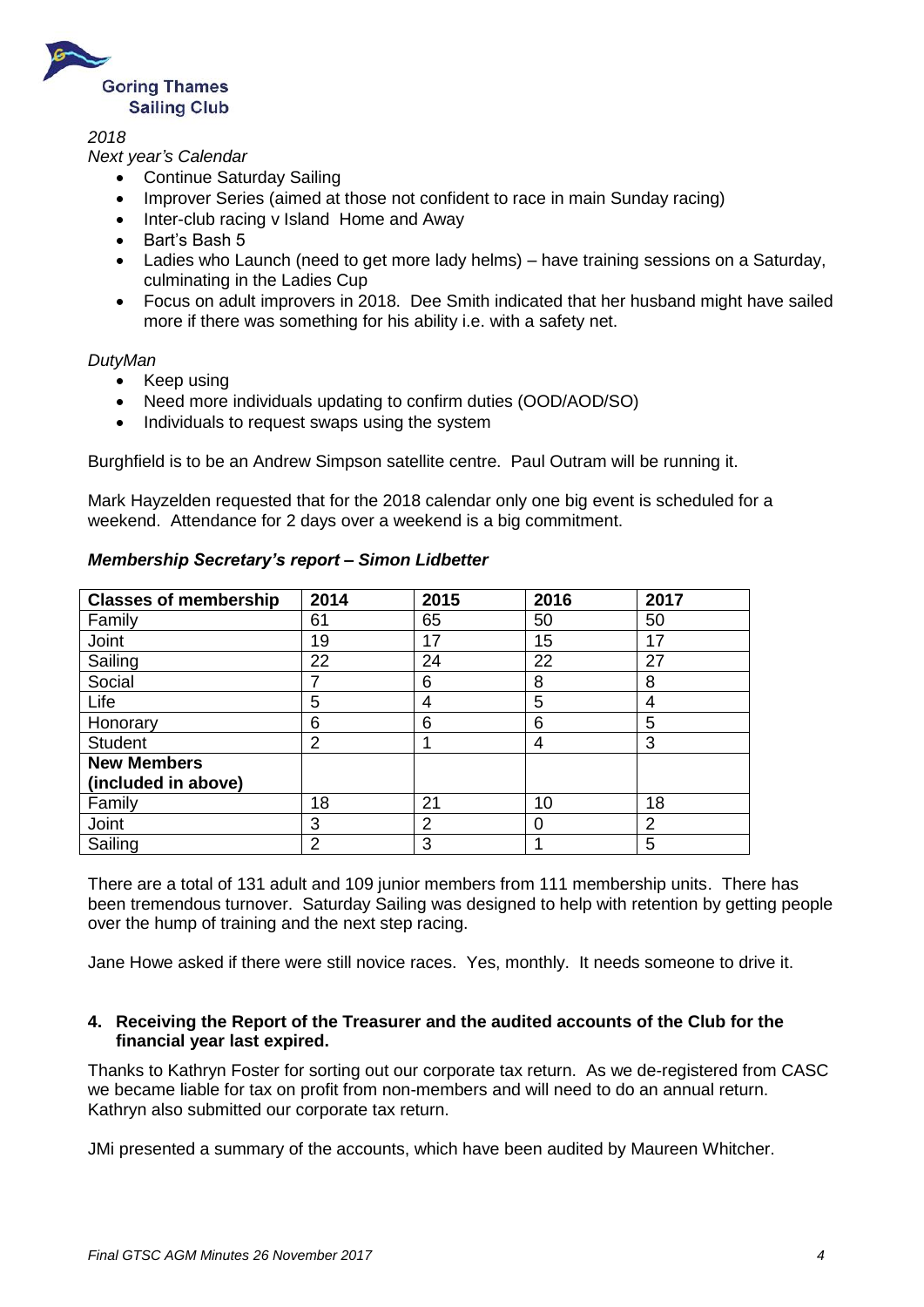Goring Thames Sailing Club

*2018*

*Next year's Calendar*

- Continue Saturday Sailing
- Improver Series (aimed at those not confident to race in main Sunday racing)
- Inter-club racing v Island Home and Away
- Bart's Bash 5
- Ladies who Launch (need to get more lady helms) – have training sessions on a Saturday, culminating in the Ladies Cup
- Focus on adult improvers in 2018. Dee Smith indicated that her husband might have sailed more if there was something for his ability i.e. with a safety net.

*DutyMan*

- Keep using
- Need more individuals updating to confirm duties (OOD/AOD/SO)
- Individuals to request swaps using the system

Burghfield is to be an Andrew Simpson satellite centre. Paul Outram will be running it.

Mark Hayzelden requested that for the 2018 calendar only one big event is scheduled for a weekend. Attendance for 2 days over a weekend is a big commitment.

***Membership Secretary's report – Simon Lidbetter***

| **Classes of membership** | **2014** | **2015** | **2016** | **2017** |
|---|---|---|---|---|
| Family | 61 | 65 | 50 | 50 |
| Joint | 19 | 17 | 15 | 17 |
| Sailing | 22 | 24 | 22 | 27 |
| Social | 7 | 6 | 8 | 8 |
| Life | 5 | 4 | 5 | 4 |
| Honorary | 6 | 6 | 6 | 5 |
| Student | 2 | 1 | 4 | 3 |
| **New Members (included in above)** | | | | |
| Family | 18 | 21 | 10 | 18 |
| Joint | 3 | 2 | 0 | 2 |
| Sailing | 2 | 3 | 1 | 5 |

There are a total of 131 adult and 109 junior members from 111 membership units. There has been tremendous turnover. Saturday Sailing was designed to help with retention by getting people over the hump of training and the next step racing.

Jane Howe asked if there were still novice races. Yes, monthly. It needs someone to drive it.

**4. Receiving the Report of the Treasurer and the audited accounts of the Club for the financial year last expired.**

Thanks to Kathryn Foster for sorting out our corporate tax return. As we de-registered from CASC we became liable for tax on profit from non-members and will need to do an annual return. Kathryn also submitted our corporate tax return.

JMi presented a summary of the accounts, which have been audited by Maureen Whitcher.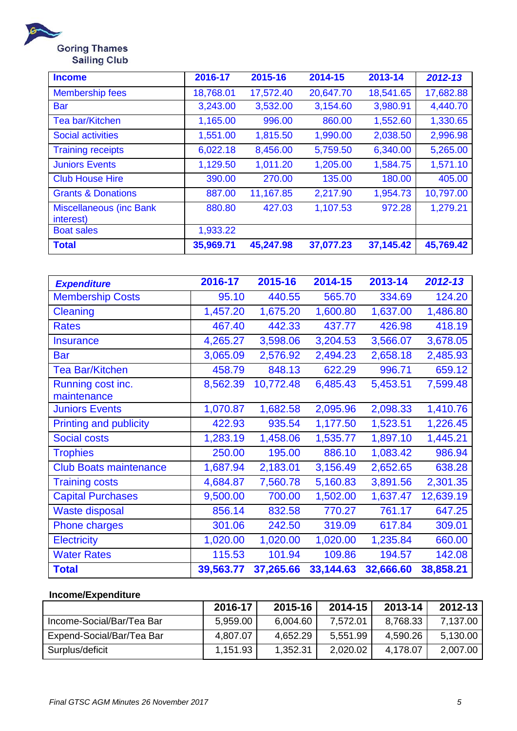Goring Thames Sailing Club

| **Income** | **2016-17** | **2015-16** | **2014-15** | **2013-14** | ***2012-13*** |
|---|---|---|---|---|---|
| Membership fees | 18,768.01 | 17,572.40 | 20,647.70 | 18,541.65 | 17,682.88 |
| Bar | 3,243.00 | 3,532.00 | 3,154.60 | 3,980.91 | 4,440.70 |
| Tea bar/Kitchen | 1,165.00 | 996.00 | 860.00 | 1,552.60 | 1,330.65 |
| Social activities | 1,551.00 | 1,815.50 | 1,990.00 | 2,038.50 | 2,996.98 |
| Training receipts | 6,022.18 | 8,456.00 | 5,759.50 | 6,340.00 | 5,265.00 |
| Juniors Events | 1,129.50 | 1,011.20 | 1,205.00 | 1,584.75 | 1,571.10 |
| Club House Hire | 390.00 | 270.00 | 135.00 | 180.00 | 405.00 |
| Grants & Donations | 887.00 | 11,167.85 | 2,217.90 | 1,954.73 | 10,797.00 |
| Miscellaneous (inc Bank interest) | 880.80 | 427.03 | 1,107.53 | 972.28 | 1,279.21 |
| Boat sales | 1,933.22 | | | | |
| **Total** | **35,969.71** | **45,247.98** | **37,077.23** | **37,145.42** | **45,769.42** |

| ***Expenditure*** | **2016-17** | **2015-16** | **2014-15** | **2013-14** | ***2012-13*** |
|---|---|---|---|---|---|
| Membership Costs | 95.10 | 440.55 | 565.70 | 334.69 | 124.20 |
| Cleaning | 1,457.20 | 1,675.20 | 1,600.80 | 1,637.00 | 1,486.80 |
| Rates | 467.40 | 442.33 | 437.77 | 426.98 | 418.19 |
| Insurance | 4,265.27 | 3,598.06 | 3,204.53 | 3,566.07 | 3,678.05 |
| Bar | 3,065.09 | 2,576.92 | 2,494.23 | 2,658.18 | 2,485.93 |
| Tea Bar/Kitchen | 458.79 | 848.13 | 622.29 | 996.71 | 659.12 |
| Running cost inc. maintenance | 8,562.39 | 10,772.48 | 6,485.43 | 5,453.51 | 7,599.48 |
| Juniors Events | 1,070.87 | 1,682.58 | 2,095.96 | 2,098.33 | 1,410.76 |
| Printing and publicity | 422.93 | 935.54 | 1,177.50 | 1,523.51 | 1,226.45 |
| Social costs | 1,283.19 | 1,458.06 | 1,535.77 | 1,897.10 | 1,445.21 |
| Trophies | 250.00 | 195.00 | 886.10 | 1,083.42 | 986.94 |
| Club Boats maintenance | 1,687.94 | 2,183.01 | 3,156.49 | 2,652.65 | 638.28 |
| Training costs | 4,684.87 | 7,560.78 | 5,160.83 | 3,891.56 | 2,301.35 |
| Capital Purchases | 9,500.00 | 700.00 | 1,502.00 | 1,637.47 | 12,639.19 |
| Waste disposal | 856.14 | 832.58 | 770.27 | 761.17 | 647.25 |
| Phone charges | 301.06 | 242.50 | 319.09 | 617.84 | 309.01 |
| Electricity | 1,020.00 | 1,020.00 | 1,020.00 | 1,235.84 | 660.00 |
| Water Rates | 115.53 | 101.94 | 109.86 | 194.57 | 142.08 |
| **Total** | **39,563.77** | **37,265.66** | **33,144.63** | **32,666.60** | **38,858.21** |

**Income/Expenditure**

| | **2016-17** | **2015-16** | **2014-15** | **2013-14** | **2012-13** |
|---|---|---|---|---|---|
| Income-Social/Bar/Tea Bar | 5,959.00 | 6,004.60 | 7,572.01 | 8,768.33 | 7,137.00 |
| Expend-Social/Bar/Tea Bar | 4,807.07 | 4,652.29 | 5,551.99 | 4,590.26 | 5,130.00 |
| Surplus/deficit | 1,151.93 | 1,352.31 | 2,020.02 | 4,178.07 | 2,007.00 |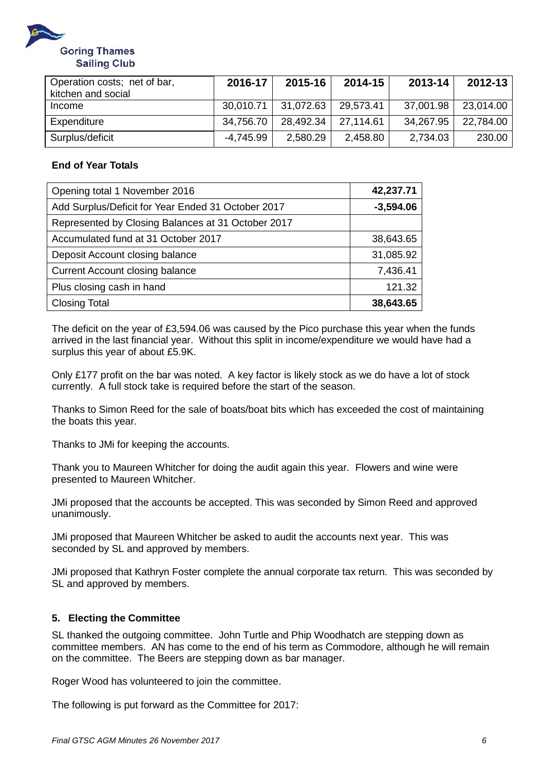| Operation costs; net of bar, kitchen and social | 2016-17 | 2015-16 | 2014-15 | 2013-14 | 2012-13 |
|---|---|---|---|---|---|
| Income | 30,010.71 | 31,072.63 | 29,573.41 | 37,001.98 | 23,014.00 |
| Expenditure | 34,756.70 | 28,492.34 | 27,114.61 | 34,267.95 | 22,784.00 |
| Surplus/deficit | -4,745.99 | 2,580.29 | 2,458.80 | 2,734.03 | 230.00 |

**End of Year Totals**

| Opening total 1 November 2016 | **42,237.71** |
|---|---|
| Add Surplus/Deficit for Year Ended 31 October 2017 | **-3,594.06** |
| Represented by Closing Balances at 31 October 2017 | |
| Accumulated fund at 31 October 2017 | 38,643.65 |
| Deposit Account closing balance | 31,085.92 |
| Current Account closing balance | 7,436.41 |
| Plus closing cash in hand | 121.32 |
| Closing Total | **38,643.65** |

The deficit on the year of £3,594.06 was caused by the Pico purchase this year when the funds arrived in the last financial year. Without this split in income/expenditure we would have had a surplus this year of about £5.9K.

Only £177 profit on the bar was noted. A key factor is likely stock as we do have a lot of stock currently. A full stock take is required before the start of the season.

Thanks to Simon Reed for the sale of boats/boat bits which has exceeded the cost of maintaining the boats this year.

Thanks to JMi for keeping the accounts.

Thank you to Maureen Whitcher for doing the audit again this year. Flowers and wine were presented to Maureen Whitcher.

JMi proposed that the accounts be accepted. This was seconded by Simon Reed and approved unanimously.

JMi proposed that Maureen Whitcher be asked to audit the accounts next year. This was seconded by SL and approved by members.

JMi proposed that Kathryn Foster complete the annual corporate tax return. This was seconded by SL and approved by members.

### 5. Electing the Committee

SL thanked the outgoing committee. John Turtle and Phip Woodhatch are stepping down as committee members. AN has come to the end of his term as Commodore, although he will remain on the committee. The Beers are stepping down as bar manager.

Roger Wood has volunteered to join the committee.

The following is put forward as the Committee for 2017: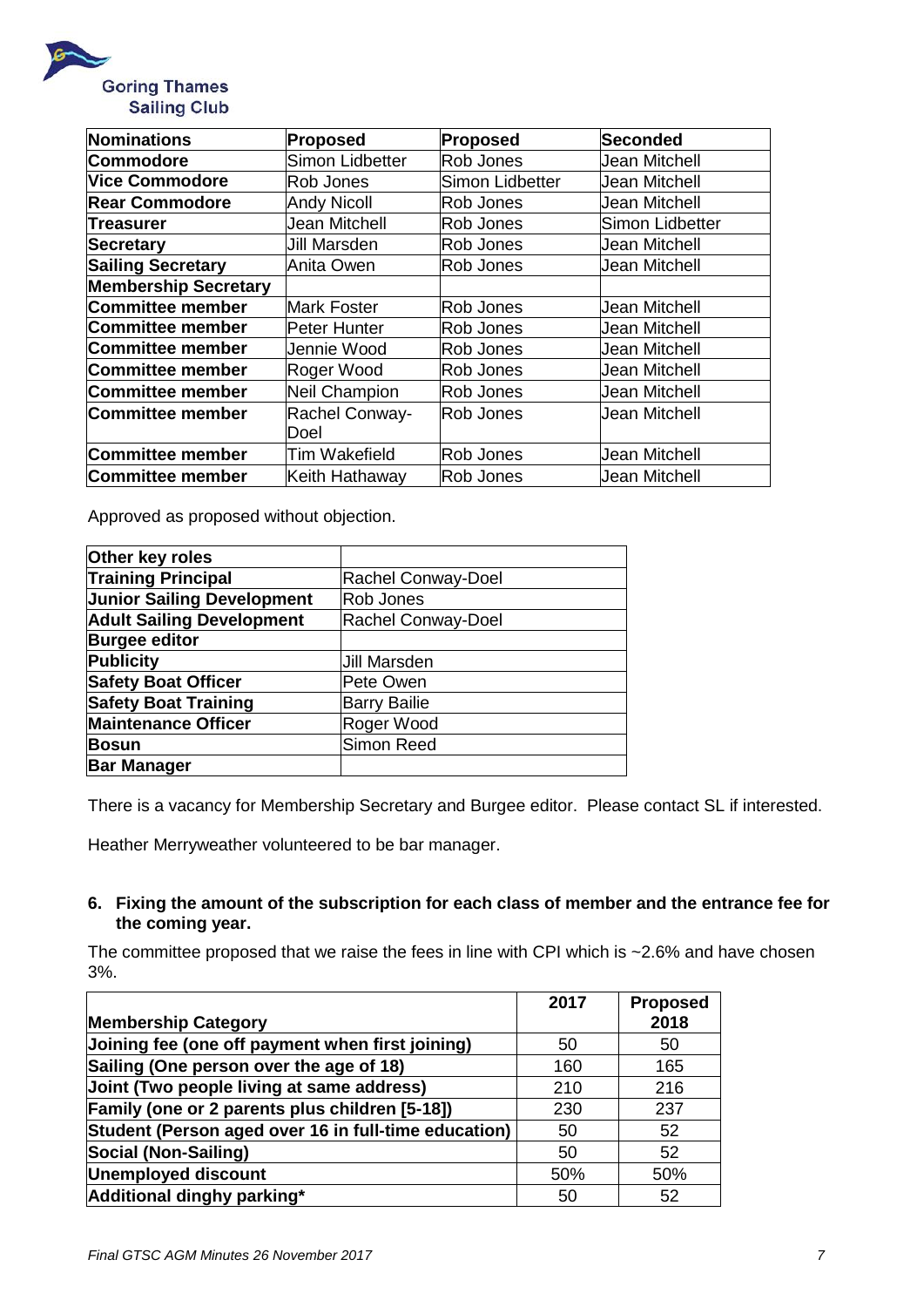Goring Thames Sailing Club

| Nominations | Proposed | Proposed | Seconded |
| --- | --- | --- | --- |
| Commodore | Simon Lidbetter | Rob Jones | Jean Mitchell |
| Vice Commodore | Rob Jones | Simon Lidbetter | Jean Mitchell |
| Rear Commodore | Andy Nicoll | Rob Jones | Jean Mitchell |
| Treasurer | Jean Mitchell | Rob Jones | Simon Lidbetter |
| Secretary | Jill Marsden | Rob Jones | Jean Mitchell |
| Sailing Secretary | Anita Owen | Rob Jones | Jean Mitchell |
| Membership Secretary | | | |
| Committee member | Mark Foster | Rob Jones | Jean Mitchell |
| Committee member | Peter Hunter | Rob Jones | Jean Mitchell |
| Committee member | Jennie Wood | Rob Jones | Jean Mitchell |
| Committee member | Roger Wood | Rob Jones | Jean Mitchell |
| Committee member | Neil Champion | Rob Jones | Jean Mitchell |
| Committee member | Rachel Conway-Doel | Rob Jones | Jean Mitchell |
| Committee member | Tim Wakefield | Rob Jones | Jean Mitchell |
| Committee member | Keith Hathaway | Rob Jones | Jean Mitchell |

Approved as proposed without objection.

| Other key roles | |
| --- | --- |
| Training Principal | Rachel Conway-Doel |
| Junior Sailing Development | Rob Jones |
| Adult Sailing Development | Rachel Conway-Doel |
| Burgee editor | |
| Publicity | Jill Marsden |
| Safety Boat Officer | Pete Owen |
| Safety Boat Training | Barry Bailie |
| Maintenance Officer | Roger Wood |
| Bosun | Simon Reed |
| Bar Manager | |

There is a vacancy for Membership Secretary and Burgee editor. Please contact SL if interested.

Heather Merryweather volunteered to be bar manager.

**6. Fixing the amount of the subscription for each class of member and the entrance fee for the coming year.**

The committee proposed that we raise the fees in line with CPI which is ~2.6% and have chosen 3%.

| Membership Category | 2017 | Proposed 2018 |
| --- | --- | --- |
| Joining fee (one off payment when first joining) | 50 | 50 |
| Sailing (One person over the age of 18) | 160 | 165 |
| Joint (Two people living at same address) | 210 | 216 |
| Family (one or 2 parents plus children [5-18]) | 230 | 237 |
| Student (Person aged over 16 in full-time education) | 50 | 52 |
| Social (Non-Sailing) | 50 | 52 |
| Unemployed discount | 50% | 50% |
| Additional dinghy parking* | 50 | 52 |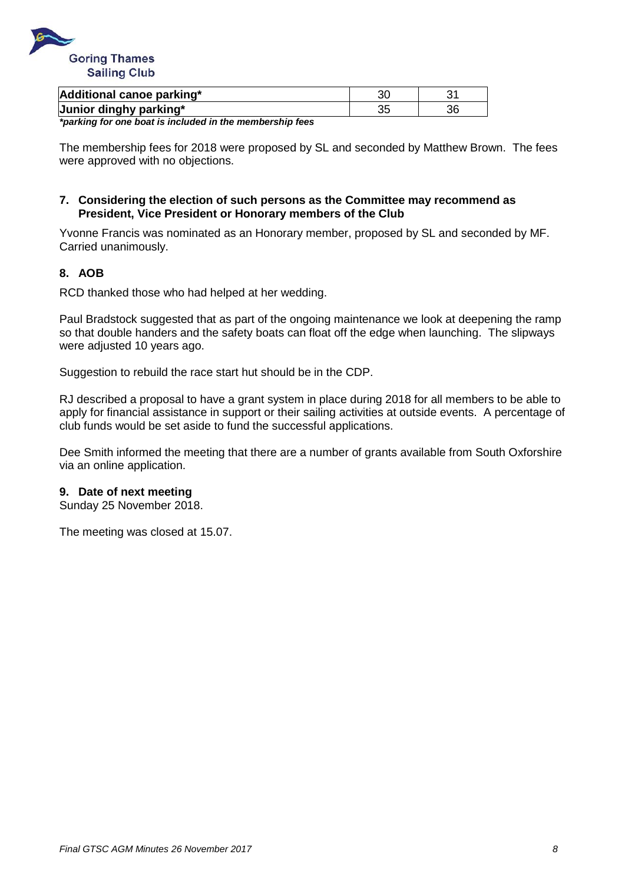| | | |
|---|---|---|
| **Additional canoe parking*** | 30 | 31 |
| **Junior dinghy parking*** | 35 | 36 |

***parking for one boat is included in the membership fees***

The membership fees for 2018 were proposed by SL and seconded by Matthew Brown. The fees were approved with no objections.

### 7. Considering the election of such persons as the Committee may recommend as President, Vice President or Honorary members of the Club

Yvonne Francis was nominated as an Honorary member, proposed by SL and seconded by MF. Carried unanimously.

### 8. AOB

RCD thanked those who had helped at her wedding.

Paul Bradstock suggested that as part of the ongoing maintenance we look at deepening the ramp so that double handers and the safety boats can float off the edge when launching. The slipways were adjusted 10 years ago.

Suggestion to rebuild the race start hut should be in the CDP.

RJ described a proposal to have a grant system in place during 2018 for all members to be able to apply for financial assistance in support or their sailing activities at outside events. A percentage of club funds would be set aside to fund the successful applications.

Dee Smith informed the meeting that there are a number of grants available from South Oxforshire via an online application.

### 9. Date of next meeting

Sunday 25 November 2018.

The meeting was closed at 15.07.